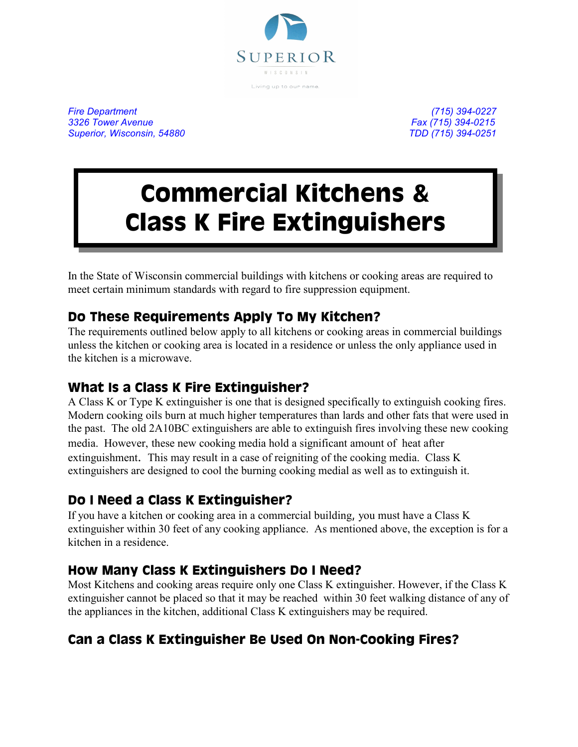SUPERIOR

WISCONSIN

Living up to our name.

*Fire Department*
*3326 Tower Avenue*
*Superior, Wisconsin, 54880*

*(715) 394-0227*
*Fax (715) 394-0215*
*TDD (715) 394-0251*

# Commercial Kitchens & Class K Fire Extinguishers

In the State of Wisconsin commercial buildings with kitchens or cooking areas are required to meet certain minimum standards with regard to fire suppression equipment.

## Do These Requirements Apply To My Kitchen?

The requirements outlined below apply to all kitchens or cooking areas in commercial buildings unless the kitchen or cooking area is located in a residence or unless the only appliance used in the kitchen is a microwave.

## What Is a Class K Fire Extinguisher?

A Class K or Type K extinguisher is one that is designed specifically to extinguish cooking fires. Modern cooking oils burn at much higher temperatures than lards and other fats that were used in the past. The old 2A10BC extinguishers are able to extinguish fires involving these new cooking media. However, these new cooking media hold a significant amount of heat after extinguishment. This may result in a case of reigniting of the cooking media. Class K extinguishers are designed to cool the burning cooking medial as well as to extinguish it.

## Do I Need a Class K Extinguisher?

If you have a kitchen or cooking area in a commercial building, you must have a Class K extinguisher within 30 feet of any cooking appliance. As mentioned above, the exception is for a kitchen in a residence.

## How Many Class K Extinguishers Do I Need?

Most Kitchens and cooking areas require only one Class K extinguisher. However, if the Class K extinguisher cannot be placed so that it may be reached within 30 feet walking distance of any of the appliances in the kitchen, additional Class K extinguishers may be required.

## Can a Class K Extinguisher Be Used On Non-Cooking Fires?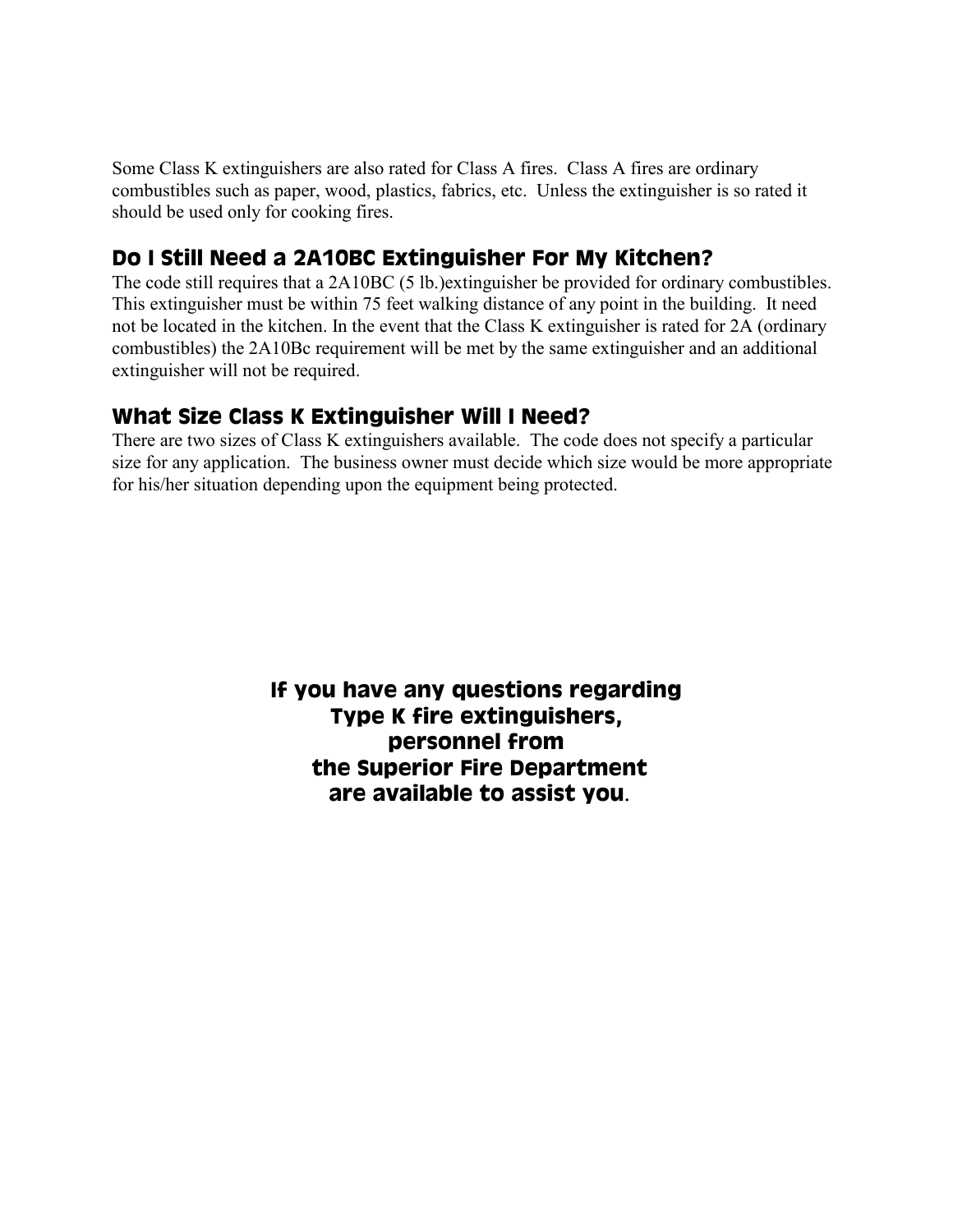Some Class K extinguishers are also rated for Class A fires. Class A fires are ordinary combustibles such as paper, wood, plastics, fabrics, etc. Unless the extinguisher is so rated it should be used only for cooking fires.

## Do I Still Need a 2A10BC Extinguisher For My Kitchen?

The code still requires that a 2A10BC (5 lb.)extinguisher be provided for ordinary combustibles. This extinguisher must be within 75 feet walking distance of any point in the building. It need not be located in the kitchen. In the event that the Class K extinguisher is rated for 2A (ordinary combustibles) the 2A10Bc requirement will be met by the same extinguisher and an additional extinguisher will not be required.

## What Size Class K Extinguisher Will I Need?

There are two sizes of Class K extinguishers available. The code does not specify a particular size for any application. The business owner must decide which size would be more appropriate for his/her situation depending upon the equipment being protected.

**If you have any questions regarding
Type K fire extinguishers,
personnel from
the Superior Fire Department
are available to assist you**.